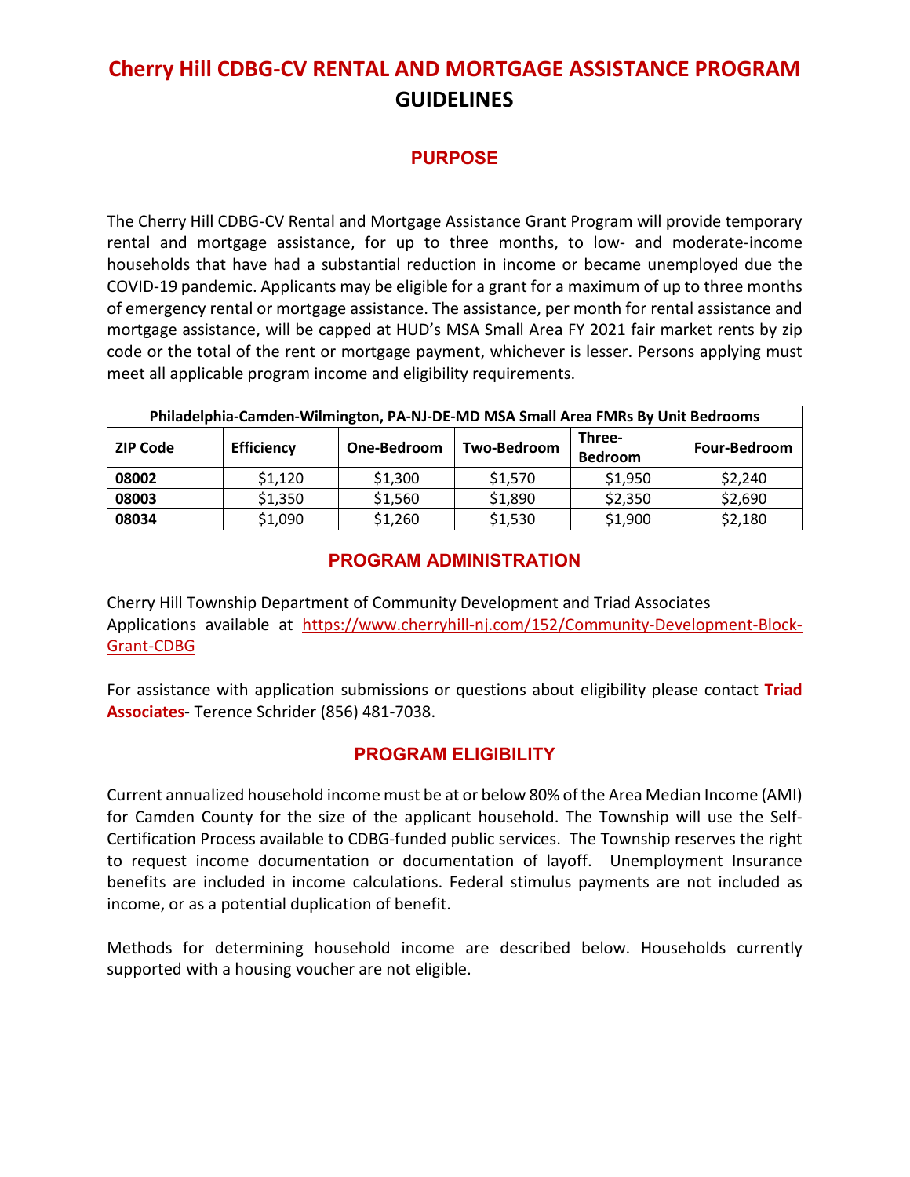# Cherry Hill CDBG-CV RENTAL AND MORTGAGE ASSISTANCE PROGRAM GUIDELINES

## PURPOSE

The Cherry Hill CDBG-CV Rental and Mortgage Assistance Grant Program will provide temporary rental and mortgage assistance, for up to three months, to low- and moderate-income households that have had a substantial reduction in income or became unemployed due the COVID-19 pandemic. Applicants may be eligible for a grant for a maximum of up to three months of emergency rental or mortgage assistance. The assistance, per month for rental assistance and mortgage assistance, will be capped at HUD's MSA Small Area FY 2021 fair market rents by zip code or the total of the rent or mortgage payment, whichever is lesser. Persons applying must meet all applicable program income and eligibility requirements.

| Philadelphia-Camden-Wilmington, PA-NJ-DE-MD MSA Small Area FMRs By Unit Bedrooms | | | | | |
|---|---|---|---|---|---|
| **ZIP Code** | **Efficiency** | **One-Bedroom** | **Two-Bedroom** | **Three-Bedroom** | **Four-Bedroom** |
| **08002** | $1,120 | $1,300 | $1,570 | $1,950 | $2,240 |
| **08003** | $1,350 | $1,560 | $1,890 | $2,350 | $2,690 |
| **08034** | $1,090 | $1,260 | $1,530 | $1,900 | $2,180 |

## PROGRAM ADMINISTRATION

Cherry Hill Township Department of Community Development and Triad Associates
Applications available at https://www.cherryhill-nj.com/152/Community-Development-Block-Grant-CDBG

For assistance with application submissions or questions about eligibility please contact **Triad Associates**- Terence Schrider (856) 481-7038.

## PROGRAM ELIGIBILITY

Current annualized household income must be at or below 80% of the Area Median Income (AMI) for Camden County for the size of the applicant household. The Township will use the Self-Certification Process available to CDBG-funded public services. The Township reserves the right to request income documentation or documentation of layoff. Unemployment Insurance benefits are included in income calculations. Federal stimulus payments are not included as income, or as a potential duplication of benefit.

Methods for determining household income are described below. Households currently supported with a housing voucher are not eligible.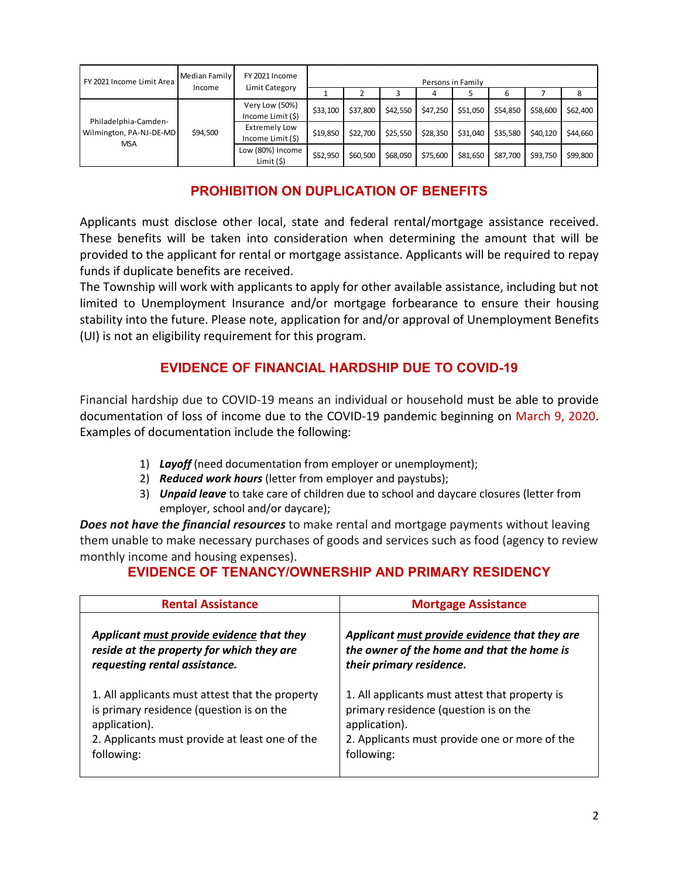| FY 2021 Income Limit Area | Median Family Income | FY 2021 Income Limit Category | Persons in Family | | | | | | | |
|---|---|---|---|---|---|---|---|---|---|---|
| | | | 1 | 2 | 3 | 4 | 5 | 6 | 7 | 8 |
| Philadelphia-Camden-Wilmington, PA-NJ-DE-MD MSA | $94,500 | Very Low (50%) Income Limit ($) | $33,100 | $37,800 | $42,550 | $47,250 | $51,050 | $54,850 | $58,600 | $62,400 |
| | | Extremely Low Income Limit ($) | $19,850 | $22,700 | $25,550 | $28,350 | $31,040 | $35,580 | $40,120 | $44,660 |
| | | Low (80%) Income Limit ($) | $52,950 | $60,500 | $68,050 | $75,600 | $81,650 | $87,700 | $93,750 | $99,800 |

## PROHIBITION ON DUPLICATION OF BENEFITS

Applicants must disclose other local, state and federal rental/mortgage assistance received. These benefits will be taken into consideration when determining the amount that will be provided to the applicant for rental or mortgage assistance. Applicants will be required to repay funds if duplicate benefits are received.

The Township will work with applicants to apply for other available assistance, including but not limited to Unemployment Insurance and/or mortgage forbearance to ensure their housing stability into the future. Please note, application for and/or approval of Unemployment Benefits (UI) is not an eligibility requirement for this program.

## EVIDENCE OF FINANCIAL HARDSHIP DUE TO COVID-19

Financial hardship due to COVID-19 means an individual or household must be able to provide documentation of loss of income due to the COVID-19 pandemic beginning on March 9, 2020. Examples of documentation include the following:

1) ***Layoff*** (need documentation from employer or unemployment);
2) ***Reduced work hours*** (letter from employer and paystubs);
3) ***Unpaid leave*** to take care of children due to school and daycare closures (letter from employer, school and/or daycare);

***Does not have the financial resources*** to make rental and mortgage payments without leaving them unable to make necessary purchases of goods and services such as food (agency to review monthly income and housing expenses).

## EVIDENCE OF TENANCY/OWNERSHIP AND PRIMARY RESIDENCY

| Rental Assistance | Mortgage Assistance |
|---|---|
| ***Applicant must provide evidence that they reside at the property for which they are requesting rental assistance.*** <br><br> 1. All applicants must attest that the property is primary residence (question is on the application). <br> 2. Applicants must provide at least one of the following: | ***Applicant must provide evidence that they are the owner of the home and that the home is their primary residence.*** <br><br> 1. All applicants must attest that property is primary residence (question is on the application). <br> 2. Applicants must provide one or more of the following: |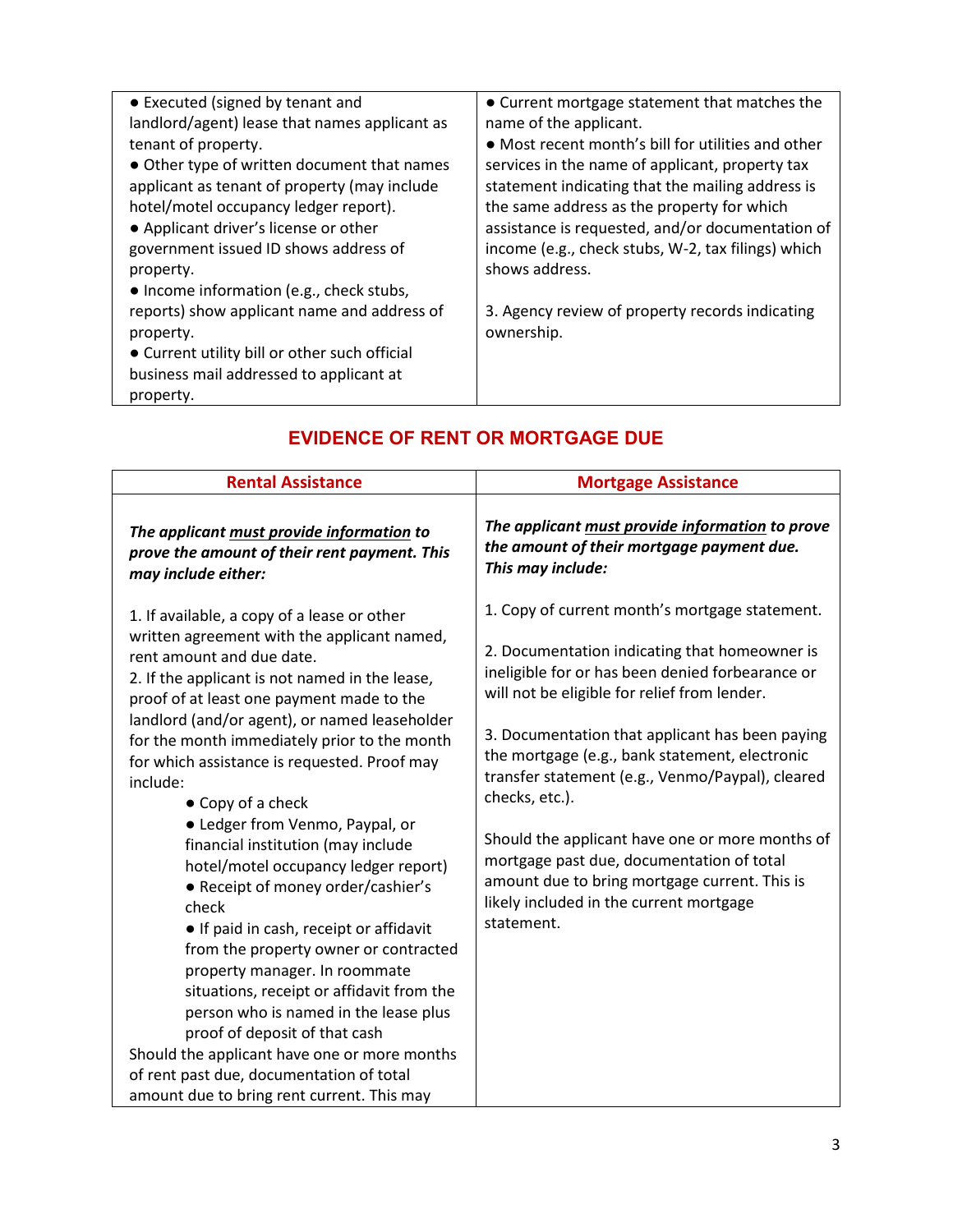| | |
|---|---|
| ● Executed (signed by tenant and landlord/agent) lease that names applicant as tenant of property.<br>● Other type of written document that names applicant as tenant of property (may include hotel/motel occupancy ledger report).<br>● Applicant driver's license or other government issued ID shows address of property.<br>● Income information (e.g., check stubs, reports) show applicant name and address of property.<br>● Current utility bill or other such official business mail addressed to applicant at property. | ● Current mortgage statement that matches the name of the applicant.<br>● Most recent month's bill for utilities and other services in the name of applicant, property tax statement indicating that the mailing address is the same address as the property for which assistance is requested, and/or documentation of income (e.g., check stubs, W-2, tax filings) which shows address.<br><br>3. Agency review of property records indicating ownership. |

## EVIDENCE OF RENT OR MORTGAGE DUE

| Rental Assistance | Mortgage Assistance |
|---|---|
| ***The applicant <u>must provide information</u> to prove the amount of their rent payment. This may include either:***<br><br>1. If available, a copy of a lease or other written agreement with the applicant named, rent amount and due date.<br>2. If the applicant is not named in the lease, proof of at least one payment made to the landlord (and/or agent), or named leaseholder for the month immediately prior to the month for which assistance is requested. Proof may include:<br>● Copy of a check<br>● Ledger from Venmo, Paypal, or financial institution (may include hotel/motel occupancy ledger report)<br>● Receipt of money order/cashier's check<br>● If paid in cash, receipt or affidavit from the property owner or contracted property manager. In roommate situations, receipt or affidavit from the person who is named in the lease plus proof of deposit of that cash<br>Should the applicant have one or more months of rent past due, documentation of total amount due to bring rent current. This may | ***The applicant <u>must provide information</u> to prove the amount of their mortgage payment due. This may include:***<br><br>1. Copy of current month's mortgage statement.<br><br>2. Documentation indicating that homeowner is ineligible for or has been denied forbearance or will not be eligible for relief from lender.<br><br>3. Documentation that applicant has been paying the mortgage (e.g., bank statement, electronic transfer statement (e.g., Venmo/Paypal), cleared checks, etc.).<br><br>Should the applicant have one or more months of mortgage past due, documentation of total amount due to bring mortgage current. This is likely included in the current mortgage statement. |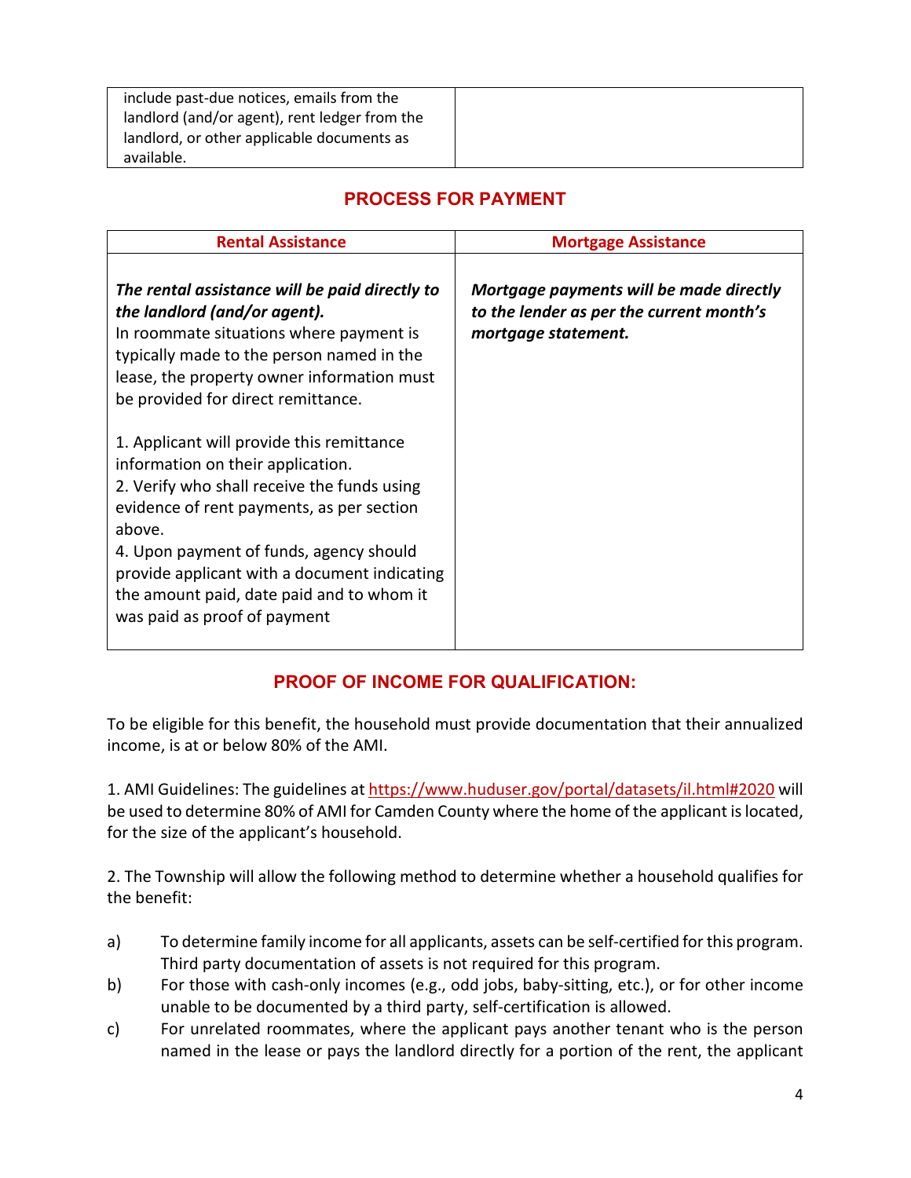| include past-due notices, emails from the landlord (and/or agent), rent ledger from the landlord, or other applicable documents as available. | |
|---|---|

## PROCESS FOR PAYMENT

| Rental Assistance | Mortgage Assistance |
|---|---|
| ***The rental assistance will be paid directly to the landlord (and/or agent).*** In roommate situations where payment is typically made to the person named in the lease, the property owner information must be provided for direct remittance. <br><br> 1. Applicant will provide this remittance information on their application. <br> 2. Verify who shall receive the funds using evidence of rent payments, as per section above. <br> 4. Upon payment of funds, agency should provide applicant with a document indicating the amount paid, date paid and to whom it was paid as proof of payment | ***Mortgage payments will be made directly to the lender as per the current month's mortgage statement.*** |

## PROOF OF INCOME FOR QUALIFICATION:

To be eligible for this benefit, the household must provide documentation that their annualized income, is at or below 80% of the AMI.

1. AMI Guidelines: The guidelines at https://www.huduser.gov/portal/datasets/il.html#2020 will be used to determine 80% of AMI for Camden County where the home of the applicant is located, for the size of the applicant's household.

2. The Township will allow the following method to determine whether a household qualifies for the benefit:

a) To determine family income for all applicants, assets can be self-certified for this program. Third party documentation of assets is not required for this program.

b) For those with cash-only incomes (e.g., odd jobs, baby-sitting, etc.), or for other income unable to be documented by a third party, self-certification is allowed.

c) For unrelated roommates, where the applicant pays another tenant who is the person named in the lease or pays the landlord directly for a portion of the rent, the applicant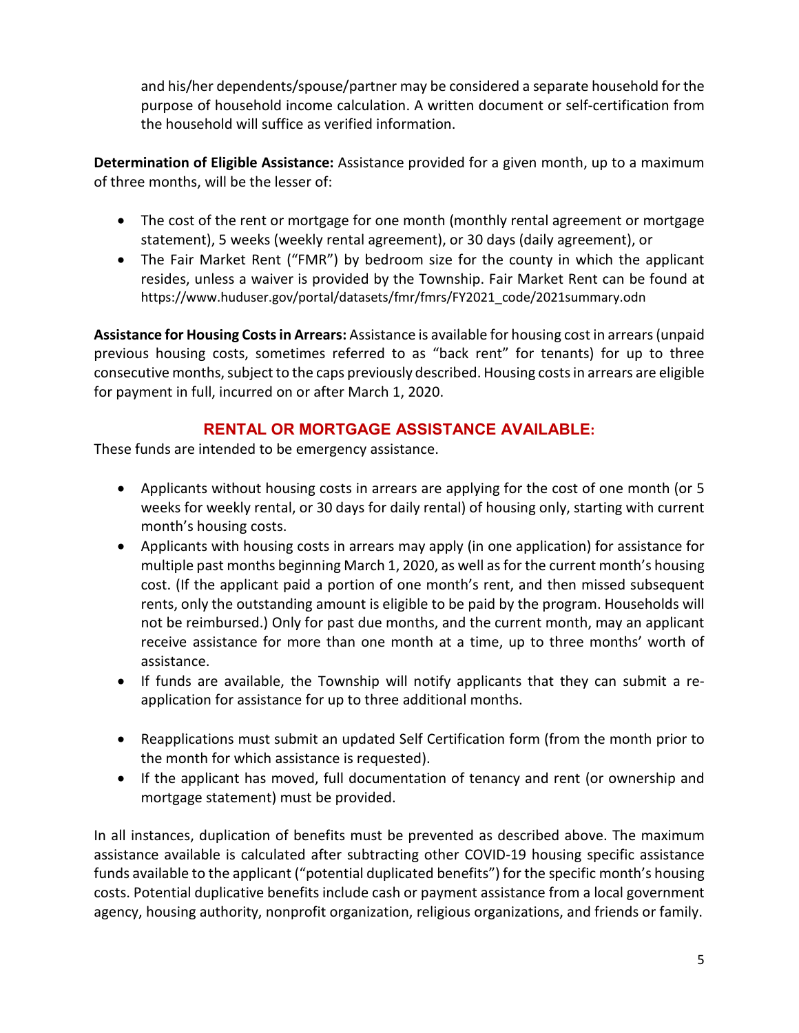and his/her dependents/spouse/partner may be considered a separate household for the purpose of household income calculation. A written document or self-certification from the household will suffice as verified information.

**Determination of Eligible Assistance:** Assistance provided for a given month, up to a maximum of three months, will be the lesser of:

- The cost of the rent or mortgage for one month (monthly rental agreement or mortgage statement), 5 weeks (weekly rental agreement), or 30 days (daily agreement), or
- The Fair Market Rent ("FMR") by bedroom size for the county in which the applicant resides, unless a waiver is provided by the Township. Fair Market Rent can be found at https://www.huduser.gov/portal/datasets/fmr/fmrs/FY2021_code/2021summary.odn

**Assistance for Housing Costs in Arrears:** Assistance is available for housing cost in arrears (unpaid previous housing costs, sometimes referred to as "back rent" for tenants) for up to three consecutive months, subject to the caps previously described. Housing costs in arrears are eligible for payment in full, incurred on or after March 1, 2020.

## RENTAL OR MORTGAGE ASSISTANCE AVAILABLE:

These funds are intended to be emergency assistance.

- Applicants without housing costs in arrears are applying for the cost of one month (or 5 weeks for weekly rental, or 30 days for daily rental) of housing only, starting with current month's housing costs.
- Applicants with housing costs in arrears may apply (in one application) for assistance for multiple past months beginning March 1, 2020, as well as for the current month's housing cost. (If the applicant paid a portion of one month's rent, and then missed subsequent rents, only the outstanding amount is eligible to be paid by the program. Households will not be reimbursed.) Only for past due months, and the current month, may an applicant receive assistance for more than one month at a time, up to three months' worth of assistance.
- If funds are available, the Township will notify applicants that they can submit a re-application for assistance for up to three additional months.
- Reapplications must submit an updated Self Certification form (from the month prior to the month for which assistance is requested).
- If the applicant has moved, full documentation of tenancy and rent (or ownership and mortgage statement) must be provided.

In all instances, duplication of benefits must be prevented as described above. The maximum assistance available is calculated after subtracting other COVID-19 housing specific assistance funds available to the applicant ("potential duplicated benefits") for the specific month's housing costs. Potential duplicative benefits include cash or payment assistance from a local government agency, housing authority, nonprofit organization, religious organizations, and friends or family.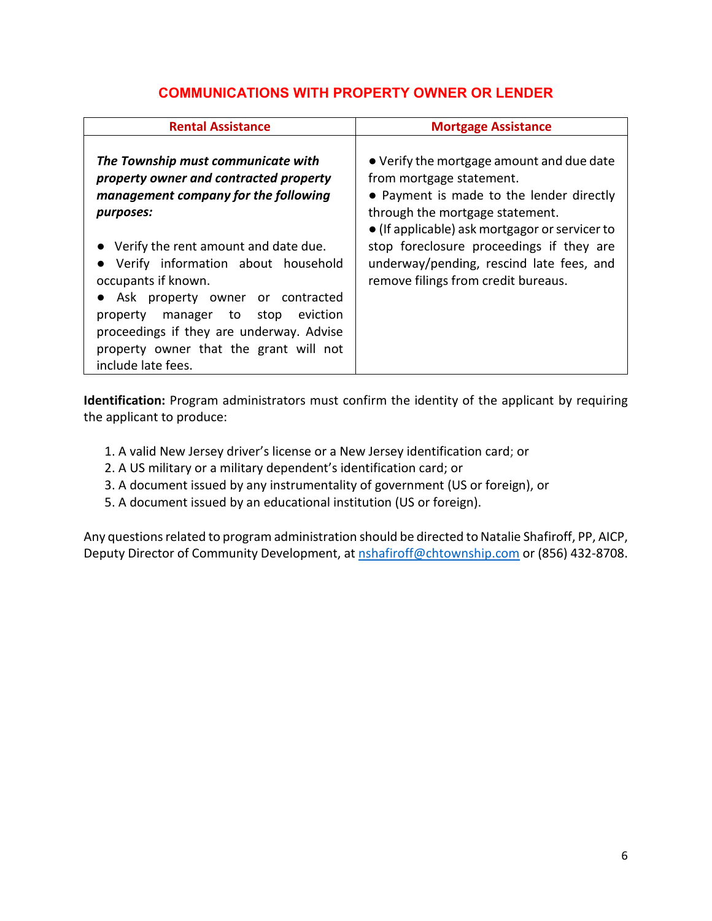## COMMUNICATIONS WITH PROPERTY OWNER OR LENDER

| Rental Assistance | Mortgage Assistance |
|---|---|
| ***The Township must communicate with property owner and contracted property management company for the following purposes:*** <br><br> ● Verify the rent amount and date due. <br> ● Verify information about household occupants if known. <br> ● Ask property owner or contracted property manager to stop eviction proceedings if they are underway. Advise property owner that the grant will not include late fees. | ● Verify the mortgage amount and due date from mortgage statement. <br> ● Payment is made to the lender directly through the mortgage statement. <br> ● (If applicable) ask mortgagor or servicer to stop foreclosure proceedings if they are underway/pending, rescind late fees, and remove filings from credit bureaus. |

**Identification:** Program administrators must confirm the identity of the applicant by requiring the applicant to produce:

1. A valid New Jersey driver's license or a New Jersey identification card; or
2. A US military or a military dependent's identification card; or
3. A document issued by any instrumentality of government (US or foreign), or
5. A document issued by an educational institution (US or foreign).

Any questions related to program administration should be directed to Natalie Shafiroff, PP, AICP, Deputy Director of Community Development, at nshafiroff@chtownship.com or (856) 432-8708.